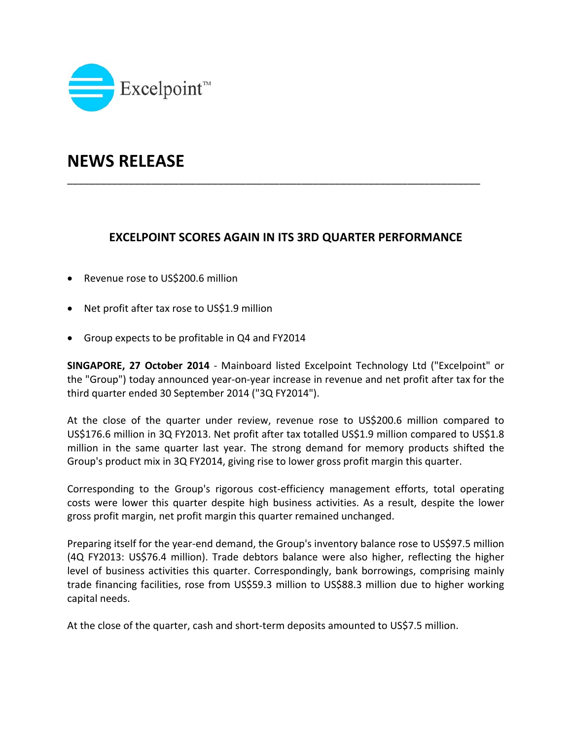Excelpoint™

# NEWS RELEASE

## EXCELPOINT SCORES AGAIN IN ITS 3RD QUARTER PERFORMANCE

- Revenue rose to US$200.6 million
- Net profit after tax rose to US$1.9 million
- Group expects to be profitable in Q4 and FY2014

**SINGAPORE, 27 October 2014** - Mainboard listed Excelpoint Technology Ltd ("Excelpoint" or the "Group") today announced year-on-year increase in revenue and net profit after tax for the third quarter ended 30 September 2014 ("3Q FY2014").

At the close of the quarter under review, revenue rose to US$200.6 million compared to US$176.6 million in 3Q FY2013. Net profit after tax totalled US$1.9 million compared to US$1.8 million in the same quarter last year. The strong demand for memory products shifted the Group's product mix in 3Q FY2014, giving rise to lower gross profit margin this quarter.

Corresponding to the Group's rigorous cost-efficiency management efforts, total operating costs were lower this quarter despite high business activities. As a result, despite the lower gross profit margin, net profit margin this quarter remained unchanged.

Preparing itself for the year-end demand, the Group's inventory balance rose to US$97.5 million (4Q FY2013: US$76.4 million). Trade debtors balance were also higher, reflecting the higher level of business activities this quarter. Correspondingly, bank borrowings, comprising mainly trade financing facilities, rose from US$59.3 million to US$88.3 million due to higher working capital needs.

At the close of the quarter, cash and short-term deposits amounted to US$7.5 million.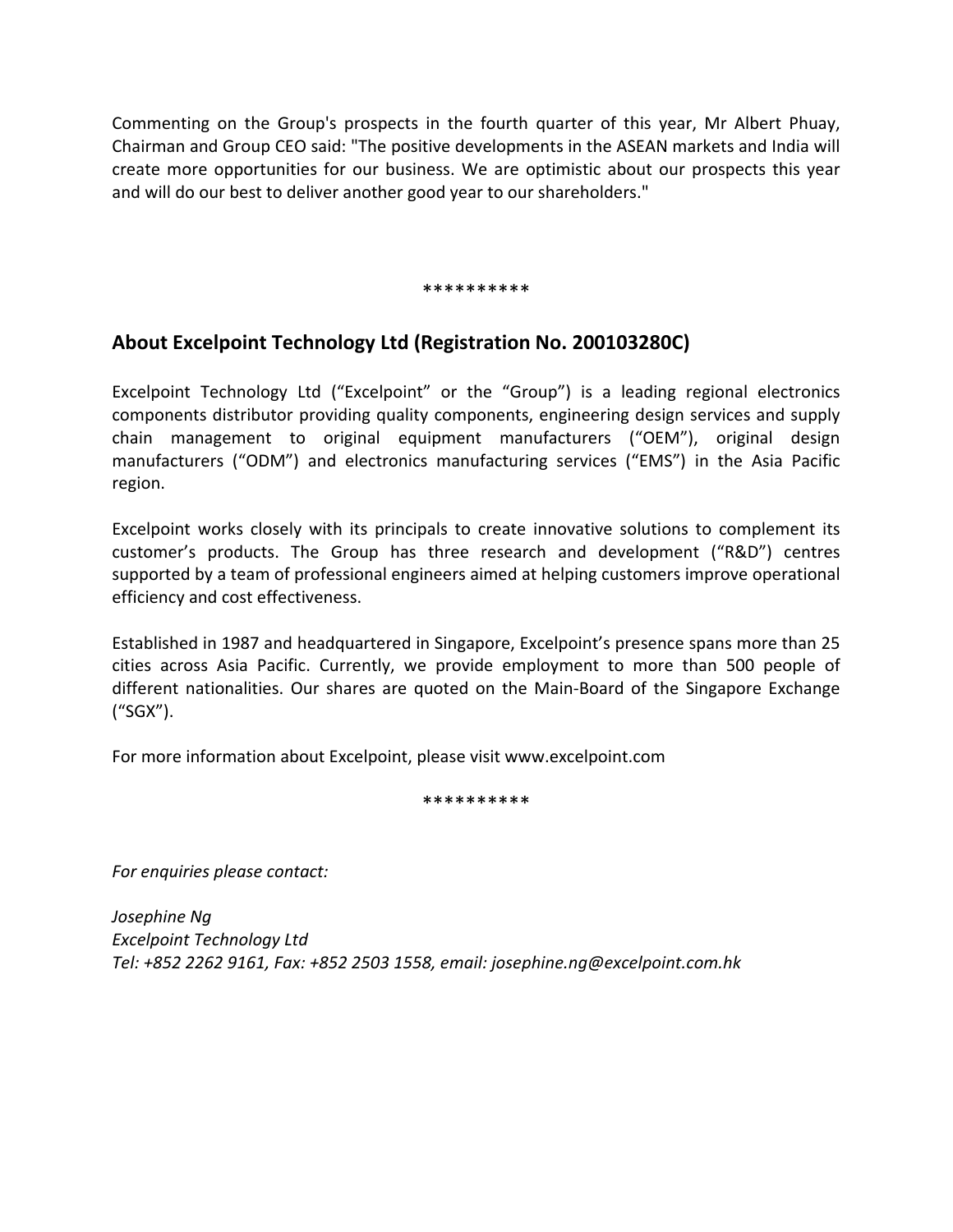Commenting on the Group's prospects in the fourth quarter of this year, Mr Albert Phuay, Chairman and Group CEO said: "The positive developments in the ASEAN markets and India will create more opportunities for our business. We are optimistic about our prospects this year and will do our best to deliver another good year to our shareholders."

**********

## About Excelpoint Technology Ltd (Registration No. 200103280C)

Excelpoint Technology Ltd ("Excelpoint" or the "Group") is a leading regional electronics components distributor providing quality components, engineering design services and supply chain management to original equipment manufacturers ("OEM"), original design manufacturers ("ODM") and electronics manufacturing services ("EMS") in the Asia Pacific region.

Excelpoint works closely with its principals to create innovative solutions to complement its customer's products. The Group has three research and development ("R&D") centres supported by a team of professional engineers aimed at helping customers improve operational efficiency and cost effectiveness.

Established in 1987 and headquartered in Singapore, Excelpoint's presence spans more than 25 cities across Asia Pacific. Currently, we provide employment to more than 500 people of different nationalities. Our shares are quoted on the Main-Board of the Singapore Exchange ("SGX").

For more information about Excelpoint, please visit www.excelpoint.com

**********

*For enquiries please contact:*

*Josephine Ng*
*Excelpoint Technology Ltd*
*Tel: +852 2262 9161, Fax: +852 2503 1558, email: josephine.ng@excelpoint.com.hk*